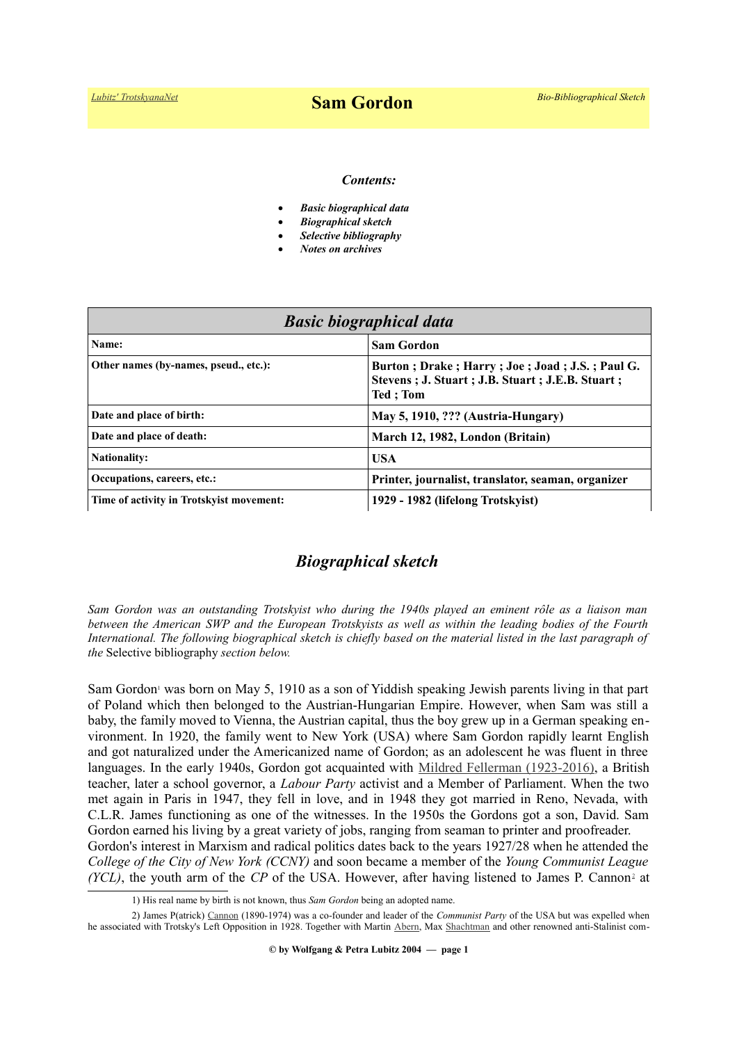# Sam Gordon

### *Contents:*

- ***Basic biographical data***
- ***Biographical sketch***
- ***Selective bibliography***
- ***Notes on archives***

| ***Basic biographical data*** | |
|---|---|
| **Name:** | **Sam Gordon** |
| **Other names (by-names, pseud., etc.):** | **Burton ; Drake ; Harry ; Joe ; Joad ; J.S. ; Paul G. Stevens ; J. Stuart ; J.B. Stuart ; J.E.B. Stuart ; Ted ; Tom** |
| **Date and place of birth:** | **May 5, 1910, ??? (Austria-Hungary)** |
| **Date and place of death:** | **March 12, 1982, London (Britain)** |
| **Nationality:** | **USA** |
| **Occupations, careers, etc.:** | **Printer, journalist, translator, seaman, organizer** |
| **Time of activity in Trotskyist movement:** | **1929 - 1982 (lifelong Trotskyist)** |

## *Biographical sketch*

*Sam Gordon was an outstanding Trotskyist who during the 1940s played an eminent rôle as a liaison man between the American SWP and the European Trotskyists as well as within the leading bodies of the Fourth International. The following biographical sketch is chiefly based on the material listed in the last paragraph of the* Selective bibliography *section below.*

Sam Gordon[1] was born on May 5, 1910 as a son of Yiddish speaking Jewish parents living in that part of Poland which then belonged to the Austrian-Hungarian Empire. However, when Sam was still a baby, the family moved to Vienna, the Austrian capital, thus the boy grew up in a German speaking environment. In 1920, the family went to New York (USA) where Sam Gordon rapidly learnt English and got naturalized under the Americanized name of Gordon; as an adolescent he was fluent in three languages. In the early 1940s, Gordon got acquainted with Mildred Fellerman (1923-2016), a British teacher, later a school governor, a *Labour Party* activist and a Member of Parliament. When the two met again in Paris in 1947, they fell in love, and in 1948 they got married in Reno, Nevada, with C.L.R. James functioning as one of the witnesses. In the 1950s the Gordons got a son, David. Sam Gordon earned his living by a great variety of jobs, ranging from seaman to printer and proofreader.

Gordon's interest in Marxism and radical politics dates back to the years 1927/28 when he attended the *College of the City of New York (CCNY)* and soon became a member of the *Young Communist League (YCL)*, the youth arm of the *CP* of the USA. However, after having listened to James P. Cannon[2] at

1) His real name by birth is not known, thus *Sam Gordon* being an adopted name.

2) James P(atrick) Cannon (1890-1974) was a co-founder and leader of the *Communist Party* of the USA but was expelled when he associated with Trotsky's Left Opposition in 1928. Together with Martin Abern, Max Shachtman and other renowned anti-Stalinist com-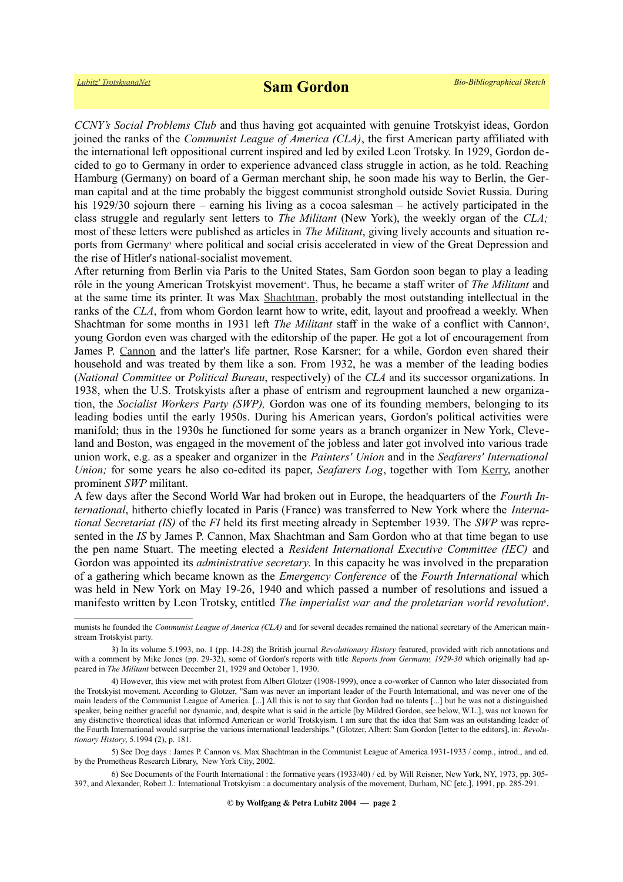*CCNY's Social Problems Club* and thus having got acquainted with genuine Trotskyist ideas, Gordon joined the ranks of the *Communist League of America (CLA)*, the first American party affiliated with the international left oppositional current inspired and led by exiled Leon Trotsky. In 1929, Gordon decided to go to Germany in order to experience advanced class struggle in action, as he told. Reaching Hamburg (Germany) on board of a German merchant ship, he soon made his way to Berlin, the German capital and at the time probably the biggest communist stronghold outside Soviet Russia. During his 1929/30 sojourn there – earning his living as a cocoa salesman – he actively participated in the class struggle and regularly sent letters to *The Militant* (New York), the weekly organ of the *CLA;* most of these letters were published as articles in *The Militant*, giving lively accounts and situation reports from Germany[3] where political and social crisis accelerated in view of the Great Depression and the rise of Hitler's national-socialist movement.

After returning from Berlin via Paris to the United States, Sam Gordon soon began to play a leading rôle in the young American Trotskyist movement[4]. Thus, he became a staff writer of *The Militant* and at the same time its printer. It was Max Shachtman, probably the most outstanding intellectual in the ranks of the *CLA*, from whom Gordon learnt how to write, edit, layout and proofread a weekly. When Shachtman for some months in 1931 left *The Militant* staff in the wake of a conflict with Cannon[5], young Gordon even was charged with the editorship of the paper. He got a lot of encouragement from James P. Cannon and the latter's life partner, Rose Karsner; for a while, Gordon even shared their household and was treated by them like a son. From 1932, he was a member of the leading bodies (*National Committee* or *Political Bureau*, respectively) of the *CLA* and its successor organizations. In 1938, when the U.S. Trotskyists after a phase of entrism and regroupment launched a new organization, the *Socialist Workers Party (SWP),* Gordon was one of its founding members, belonging to its leading bodies until the early 1950s. During his American years, Gordon's political activities were manifold; thus in the 1930s he functioned for some years as a branch organizer in New York, Cleveland and Boston, was engaged in the movement of the jobless and later got involved into various trade union work, e.g. as a speaker and organizer in the *Painters' Union* and in the *Seafarers' International Union;* for some years he also co-edited its paper, *Seafarers Log*, together with Tom Kerry, another prominent *SWP* militant.

A few days after the Second World War had broken out in Europe, the headquarters of the *Fourth International*, hitherto chiefly located in Paris (France) was transferred to New York where the *International Secretariat (IS)* of the *FI* held its first meeting already in September 1939. The *SWP* was represented in the *IS* by James P. Cannon, Max Shachtman and Sam Gordon who at that time began to use the pen name Stuart. The meeting elected a *Resident International Executive Committee (IEC)* and Gordon was appointed its *administrative secretary*. In this capacity he was involved in the preparation of a gathering which became known as the *Emergency Conference* of the *Fourth International* which was held in New York on May 19-26, 1940 and which passed a number of resolutions and issued a manifesto written by Leon Trotsky, entitled *The imperialist war and the proletarian world revolution*[6].

---

munists he founded the *Communist League of America (CLA)* and for several decades remained the national secretary of the American mainstream Trotskyist party.

3) In its volume 5.1993, no. 1 (pp. 14-28) the British journal *Revolutionary History* featured, provided with rich annotations and with a comment by Mike Jones (pp. 29-32), some of Gordon's reports with title *Reports from Germany, 1929-30* which originally had appeared in *The Militant* between December 21, 1929 and October 1, 1930.

4) However, this view met with protest from Albert Glotzer (1908-1999), once a co-worker of Cannon who later dissociated from the Trotskyist movement. According to Glotzer, "Sam was never an important leader of the Fourth International, and was never one of the main leaders of the Communist League of America. [...] All this is not to say that Gordon had no talents [...] but he was not a distinguished speaker, being neither graceful nor dynamic, and, despite what is said in the article [by Mildred Gordon, see below, W.L.], was not known for any distinctive theoretical ideas that informed American or world Trotskyism. I am sure that the idea that Sam was an outstanding leader of the Fourth International would surprise the various international leaderships." (Glotzer, Albert: Sam Gordon [letter to the editors], in: *Revolutionary History*, 5.1994 (2), p. 181.

5) See Dog days : James P. Cannon vs. Max Shachtman in the Communist League of America 1931-1933 / comp., introd., and ed. by the Prometheus Research Library, New York City, 2002.

6) See Documents of the Fourth International : the formative years (1933/40) / ed. by Will Reisner, New York, NY, 1973, pp. 305-397, and Alexander, Robert J.: International Trotskyism : a documentary analysis of the movement, Durham, NC [etc.], 1991, pp. 285-291.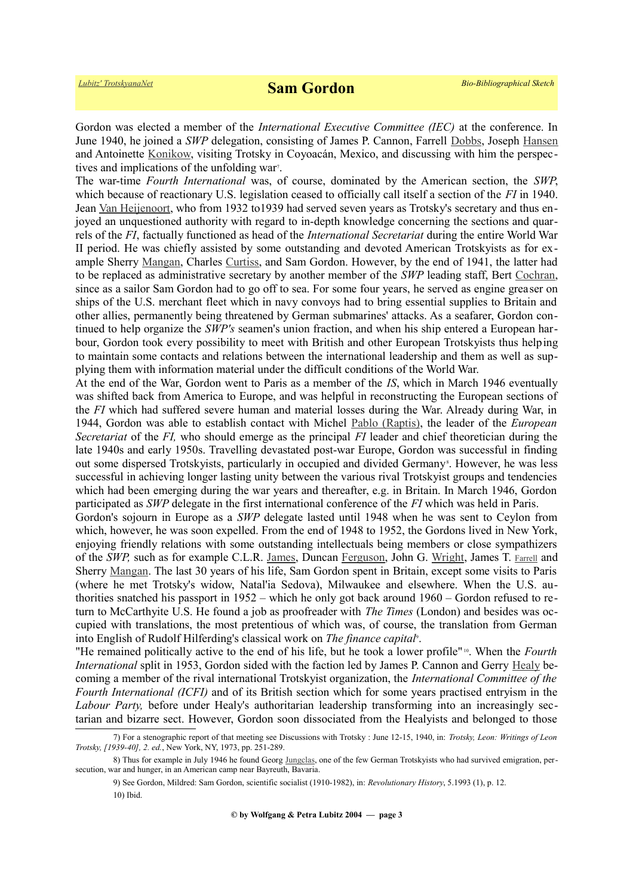Gordon was elected a member of the *International Executive Committee (IEC)* at the conference. In June 1940, he joined a *SWP* delegation, consisting of James P. Cannon, Farrell Dobbs, Joseph Hansen and Antoinette Konikow, visiting Trotsky in Coyoacán, Mexico, and discussing with him the perspectives and implications of the unfolding war[7].

The war-time *Fourth International* was, of course, dominated by the American section, the *SWP*, which because of reactionary U.S. legislation ceased to officially call itself a section of the *FI* in 1940. Jean Van Heijenoort, who from 1932 to1939 had served seven years as Trotsky's secretary and thus enjoyed an unquestioned authority with regard to in-depth knowledge concerning the sections and quarrels of the *FI*, factually functioned as head of the *International Secretariat* during the entire World War II period. He was chiefly assisted by some outstanding and devoted American Trotskyists as for example Sherry Mangan, Charles Curtiss, and Sam Gordon. However, by the end of 1941, the latter had to be replaced as administrative secretary by another member of the *SWP* leading staff, Bert Cochran, since as a sailor Sam Gordon had to go off to sea. For some four years, he served as engine greaser on ships of the U.S. merchant fleet which in navy convoys had to bring essential supplies to Britain and other allies, permanently being threatened by German submarines' attacks. As a seafarer, Gordon continued to help organize the *SWP's* seamen's union fraction, and when his ship entered a European harbour, Gordon took every possibility to meet with British and other European Trotskyists thus helping to maintain some contacts and relations between the international leadership and them as well as supplying them with information material under the difficult conditions of the World War.

At the end of the War, Gordon went to Paris as a member of the *IS*, which in March 1946 eventually was shifted back from America to Europe, and was helpful in reconstructing the European sections of the *FI* which had suffered severe human and material losses during the War. Already during War, in 1944, Gordon was able to establish contact with Michel Pablo (Raptis), the leader of the *European Secretariat* of the *FI,* who should emerge as the principal *FI* leader and chief theoretician during the late 1940s and early 1950s. Travelling devastated post-war Europe, Gordon was successful in finding out some dispersed Trotskyists, particularly in occupied and divided Germany[8]. However, he was less successful in achieving longer lasting unity between the various rival Trotskyist groups and tendencies which had been emerging during the war years and thereafter, e.g. in Britain. In March 1946, Gordon participated as *SWP* delegate in the first international conference of the *FI* which was held in Paris.

Gordon's sojourn in Europe as a *SWP* delegate lasted until 1948 when he was sent to Ceylon from which, however, he was soon expelled. From the end of 1948 to 1952, the Gordons lived in New York, enjoying friendly relations with some outstanding intellectuals being members or close sympathizers of the *SWP,* such as for example C.L.R. James, Duncan Ferguson, John G. Wright, James T. Farrell and Sherry Mangan. The last 30 years of his life, Sam Gordon spent in Britain, except some visits to Paris (where he met Trotsky's widow, Natal'ia Sedova), Milwaukee and elsewhere. When the U.S. authorities snatched his passport in 1952 – which he only got back around 1960 – Gordon refused to return to McCarthyite U.S. He found a job as proofreader with *The Times* (London) and besides was occupied with translations, the most pretentious of which was, of course, the translation from German into English of Rudolf Hilferding's classical work on *The finance capital*[9].

"He remained politically active to the end of his life, but he took a lower profile"[10]. When the *Fourth International* split in 1953, Gordon sided with the faction led by James P. Cannon and Gerry Healy becoming a member of the rival international Trotskyist organization, the *International Committee of the Fourth International (ICFI)* and of its British section which for some years practised entryism in the *Labour Party,* before under Healy's authoritarian leadership transforming into an increasingly sectarian and bizarre sect. However, Gordon soon dissociated from the Healyists and belonged to those

---

7) For a stenographic report of that meeting see Discussions with Trotsky : June 12-15, 1940, in: *Trotsky, Leon: Writings of Leon Trotsky, [1939-40], 2. ed.*, New York, NY, 1973, pp. 251-289.

8) Thus for example in July 1946 he found Georg Jungclas, one of the few German Trotskyists who had survived emigration, persecution, war and hunger, in an American camp near Bayreuth, Bavaria.

9) See Gordon, Mildred: Sam Gordon, scientific socialist (1910-1982), in: *Revolutionary History*, 5.1993 (1), p. 12.

10) Ibid.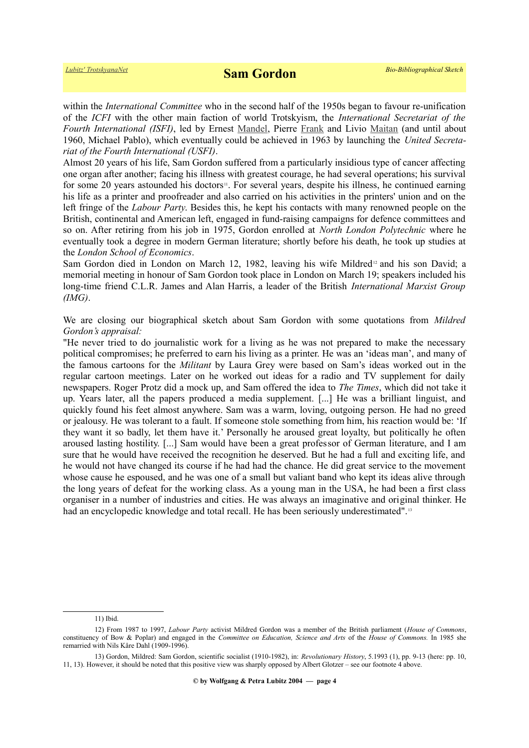within the *International Committee* who in the second half of the 1950s began to favour re-unification of the *ICFI* with the other main faction of world Trotskyism, the *International Secretariat of the Fourth International (ISFI)*, led by Ernest Mandel, Pierre Frank and Livio Maitan (and until about 1960, Michael Pablo), which eventually could be achieved in 1963 by launching the *United Secretariat of the Fourth International (USFI)*.

Almost 20 years of his life, Sam Gordon suffered from a particularly insidious type of cancer affecting one organ after another; facing his illness with greatest courage, he had several operations; his survival for some 20 years astounded his doctors[11]. For several years, despite his illness, he continued earning his life as a printer and proofreader and also carried on his activities in the printers' union and on the left fringe of the *Labour Party*. Besides this, he kept his contacts with many renowned people on the British, continental and American left, engaged in fund-raising campaigns for defence committees and so on. After retiring from his job in 1975, Gordon enrolled at *North London Polytechnic* where he eventually took a degree in modern German literature; shortly before his death, he took up studies at the *London School of Economics*.

Sam Gordon died in London on March 12, 1982, leaving his wife Mildred[12] and his son David; a memorial meeting in honour of Sam Gordon took place in London on March 19; speakers included his long-time friend C.L.R. James and Alan Harris, a leader of the British *International Marxist Group (IMG)*.

We are closing our biographical sketch about Sam Gordon with some quotations from *Mildred Gordon's appraisal:*

"He never tried to do journalistic work for a living as he was not prepared to make the necessary political compromises; he preferred to earn his living as a printer. He was an 'ideas man', and many of the famous cartoons for the *Militant* by Laura Grey were based on Sam's ideas worked out in the regular cartoon meetings. Later on he worked out ideas for a radio and TV supplement for daily newspapers. Roger Protz did a mock up, and Sam offered the idea to *The Times*, which did not take it up. Years later, all the papers produced a media supplement. [...] He was a brilliant linguist, and quickly found his feet almost anywhere. Sam was a warm, loving, outgoing person. He had no greed or jealousy. He was tolerant to a fault. If someone stole something from him, his reaction would be: 'If they want it so badly, let them have it.' Personally he aroused great loyalty, but politically he often aroused lasting hostility. [...] Sam would have been a great professor of German literature, and I am sure that he would have received the recognition he deserved. But he had a full and exciting life, and he would not have changed its course if he had had the chance. He did great service to the movement whose cause he espoused, and he was one of a small but valiant band who kept its ideas alive through the long years of defeat for the working class. As a young man in the USA, he had been a first class organiser in a number of industries and cities. He was always an imaginative and original thinker. He had an encyclopedic knowledge and total recall. He has been seriously underestimated".[13]

---

11) Ibid.

12) From 1987 to 1997, *Labour Party* activist Mildred Gordon was a member of the British parliament (*House of Commons*, constituency of Bow & Poplar) and engaged in the *Committee on Education, Science and Arts* of the *House of Commons.* In 1985 she remarried with Nils Kåre Dahl (1909-1996).

13) Gordon, Mildred: Sam Gordon, scientific socialist (1910-1982), in: *Revolutionary History*, 5.1993 (1), pp. 9-13 (here: pp. 10, 11, 13). However, it should be noted that this positive view was sharply opposed by Albert Glotzer – see our footnote 4 above.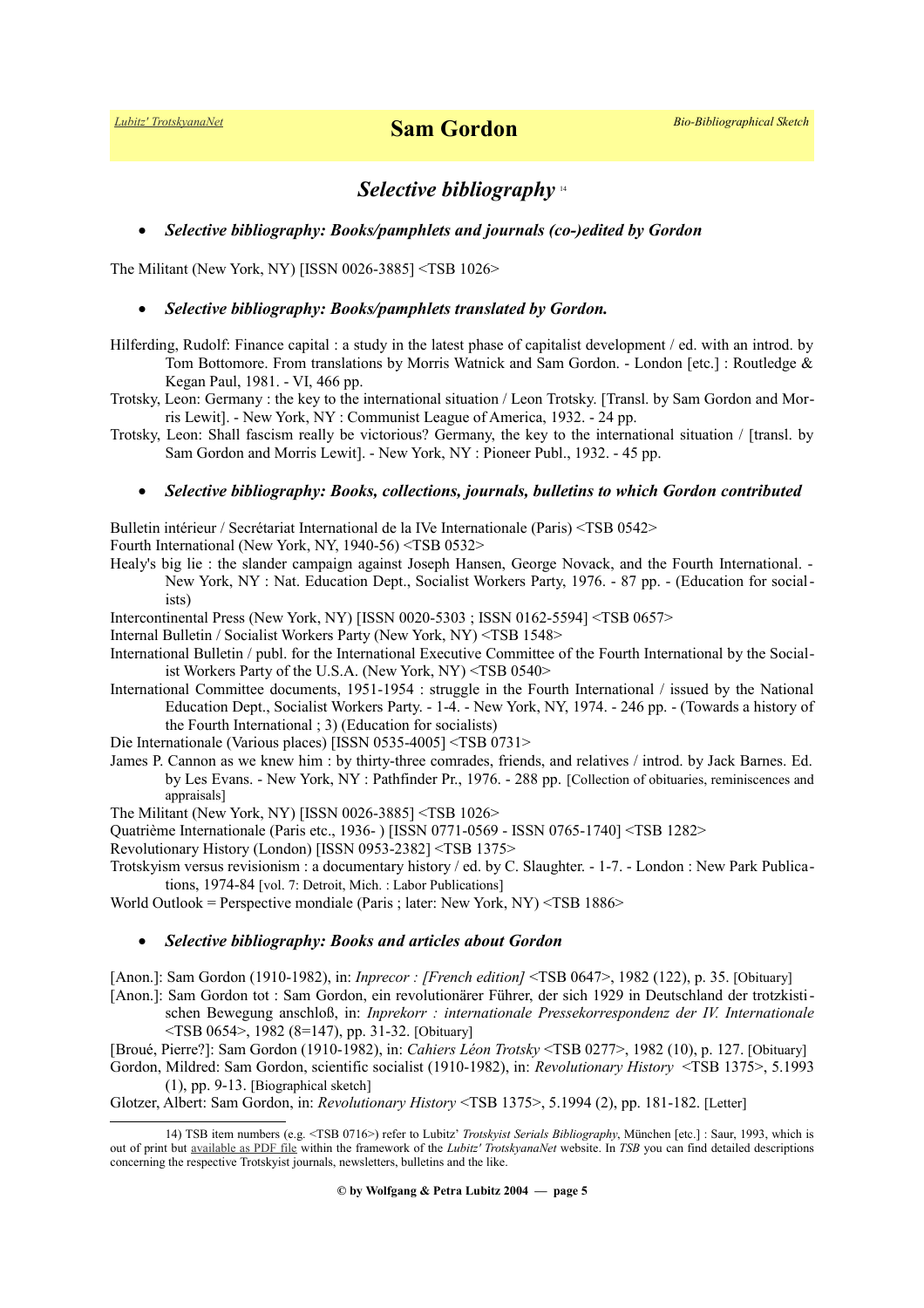## *Selective bibliography* [14]

- ***Selective bibliography: Books/pamphlets and journals (co-)edited by Gordon***

The Militant (New York, NY) [ISSN 0026-3885] <TSB 1026>

- ***Selective bibliography: Books/pamphlets translated by Gordon.***

Hilferding, Rudolf: Finance capital : a study in the latest phase of capitalist development / ed. with an introd. by Tom Bottomore. From translations by Morris Watnick and Sam Gordon. - London [etc.] : Routledge & Kegan Paul, 1981. - VI, 466 pp.

Trotsky, Leon: Germany : the key to the international situation / Leon Trotsky. [Transl. by Sam Gordon and Morris Lewit]. - New York, NY : Communist League of America, 1932. - 24 pp.

Trotsky, Leon: Shall fascism really be victorious? Germany, the key to the international situation / [transl. by Sam Gordon and Morris Lewit]. - New York, NY : Pioneer Publ., 1932. - 45 pp.

- ***Selective bibliography: Books, collections, journals, bulletins to which Gordon contributed***

Bulletin intérieur / Secrétariat International de la IVe Internationale (Paris) <TSB 0542>

Fourth International (New York, NY, 1940-56) <TSB 0532>

Healy's big lie : the slander campaign against Joseph Hansen, George Novack, and the Fourth International. - New York, NY : Nat. Education Dept., Socialist Workers Party, 1976. - 87 pp. - (Education for socialists)

Intercontinental Press (New York, NY) [ISSN 0020-5303 ; ISSN 0162-5594] <TSB 0657>

Internal Bulletin / Socialist Workers Party (New York, NY) <TSB 1548>

International Bulletin / publ. for the International Executive Committee of the Fourth International by the Socialist Workers Party of the U.S.A. (New York, NY) <TSB 0540>

International Committee documents, 1951-1954 : struggle in the Fourth International / issued by the National Education Dept., Socialist Workers Party. - 1-4. - New York, NY, 1974. - 246 pp. - (Towards a history of the Fourth International ; 3) (Education for socialists)

Die Internationale (Various places) [ISSN 0535-4005] <TSB 0731>

James P. Cannon as we knew him : by thirty-three comrades, friends, and relatives / introd. by Jack Barnes. Ed. by Les Evans. - New York, NY : Pathfinder Pr., 1976. - 288 pp. [Collection of obituaries, reminiscences and appraisals]

The Militant (New York, NY) [ISSN 0026-3885] <TSB 1026>

Quatrième Internationale (Paris etc., 1936- ) [ISSN 0771-0569 - ISSN 0765-1740] <TSB 1282>

Revolutionary History (London) [ISSN 0953-2382] <TSB 1375>

Trotskyism versus revisionism : a documentary history / ed. by C. Slaughter. - 1-7. - London : New Park Publications, 1974-84 [vol. 7: Detroit, Mich. : Labor Publications]

World Outlook = Perspective mondiale (Paris ; later: New York, NY) <TSB 1886>

- ***Selective bibliography: Books and articles about Gordon***

[Anon.]: Sam Gordon (1910-1982), in: *Inprecor : [French edition]* <TSB 0647>, 1982 (122), p. 35. [Obituary]

[Anon.]: Sam Gordon tot : Sam Gordon, ein revolutionärer Führer, der sich 1929 in Deutschland der trotzkistischen Bewegung anschloß, in: *Inprekorr : internationale Pressekorrespondenz der IV. Internationale* <TSB 0654>, 1982 (8=147), pp. 31-32. [Obituary]

[Broué, Pierre?]: Sam Gordon (1910-1982), in: *Cahiers Léon Trotsky* <TSB 0277>, 1982 (10), p. 127. [Obituary]

Gordon, Mildred: Sam Gordon, scientific socialist (1910-1982), in: *Revolutionary History* <TSB 1375>, 5.1993 (1), pp. 9-13. [Biographical sketch]

Glotzer, Albert: Sam Gordon, in: *Revolutionary History* <TSB 1375>, 5.1994 (2), pp. 181-182. [Letter]

---

14) TSB item numbers (e.g. <TSB 0716>) refer to Lubitz' *Trotskyist Serials Bibliography*, München [etc.] : Saur, 1993, which is out of print but available as PDF file within the framework of the *Lubitz' TrotskyanaNet* website. In *TSB* you can find detailed descriptions concerning the respective Trotskyist journals, newsletters, bulletins and the like.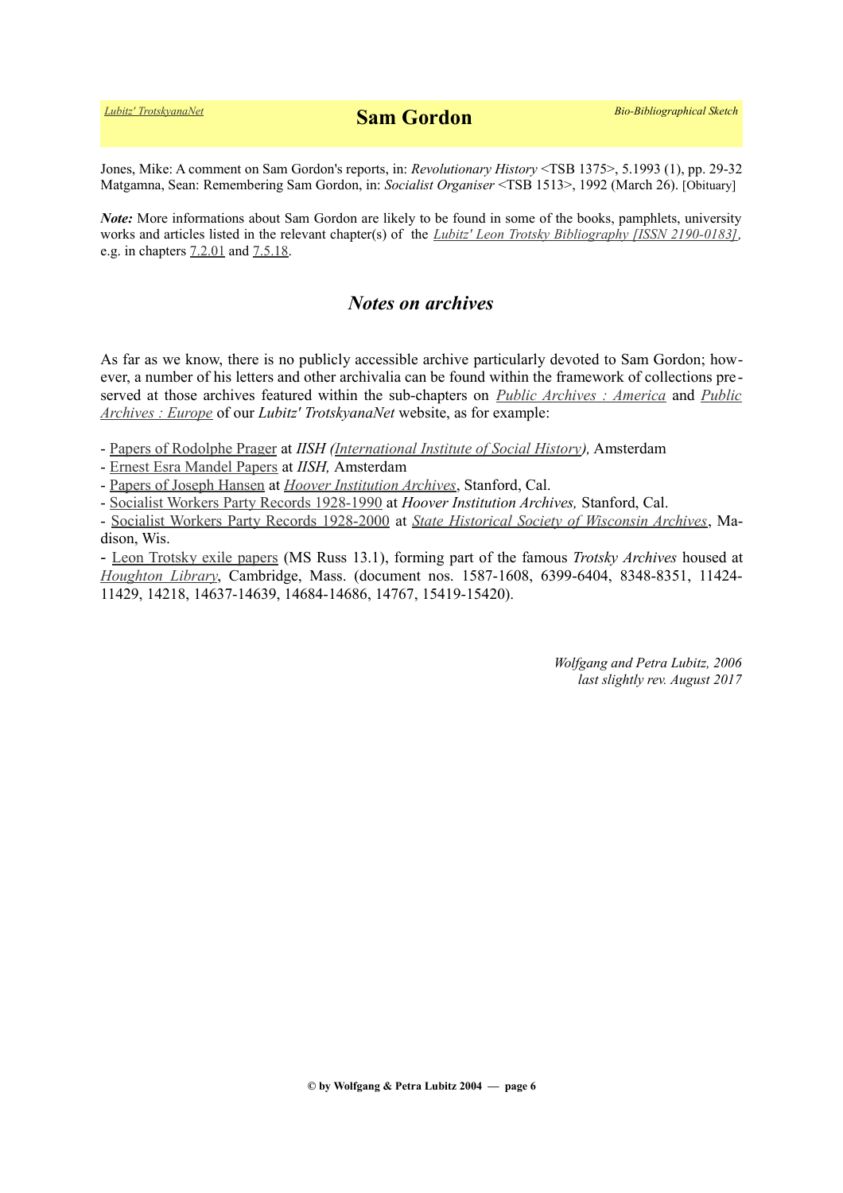Jones, Mike: A comment on Sam Gordon's reports, in: *Revolutionary History* <TSB 1375>, 5.1993 (1), pp. 29-32
Matgamna, Sean: Remembering Sam Gordon, in: *Socialist Organiser* <TSB 1513>, 1992 (March 26). [Obituary]

***Note:*** More informations about Sam Gordon are likely to be found in some of the books, pamphlets, university works and articles listed in the relevant chapter(s) of the *Lubitz' Leon Trotsky Bibliography [ISSN 2190-0183]*, e.g. in chapters 7.2.01 and 7.5.18.

## *Notes on archives*

As far as we know, there is no publicly accessible archive particularly devoted to Sam Gordon; however, a number of his letters and other archivalia can be found within the framework of collections preserved at those archives featured within the sub-chapters on *Public Archives : America* and *Public Archives : Europe* of our *Lubitz' TrotskyanaNet* website, as for example:

- Papers of Rodolphe Prager at *IISH (International Institute of Social History)*, Amsterdam
- Ernest Esra Mandel Papers at *IISH,* Amsterdam
- Papers of Joseph Hansen at *Hoover Institution Archives*, Stanford, Cal.
- Socialist Workers Party Records 1928-1990 at *Hoover Institution Archives,* Stanford, Cal.
- Socialist Workers Party Records 1928-2000 at *State Historical Society of Wisconsin Archives*, Madison, Wis.
- Leon Trotsky exile papers (MS Russ 13.1), forming part of the famous *Trotsky Archives* housed at *Houghton Library*, Cambridge, Mass. (document nos. 1587-1608, 6399-6404, 8348-8351, 11424-11429, 14218, 14637-14639, 14684-14686, 14767, 15419-15420).

*Wolfgang and Petra Lubitz, 2006*
*last slightly rev. August 2017*